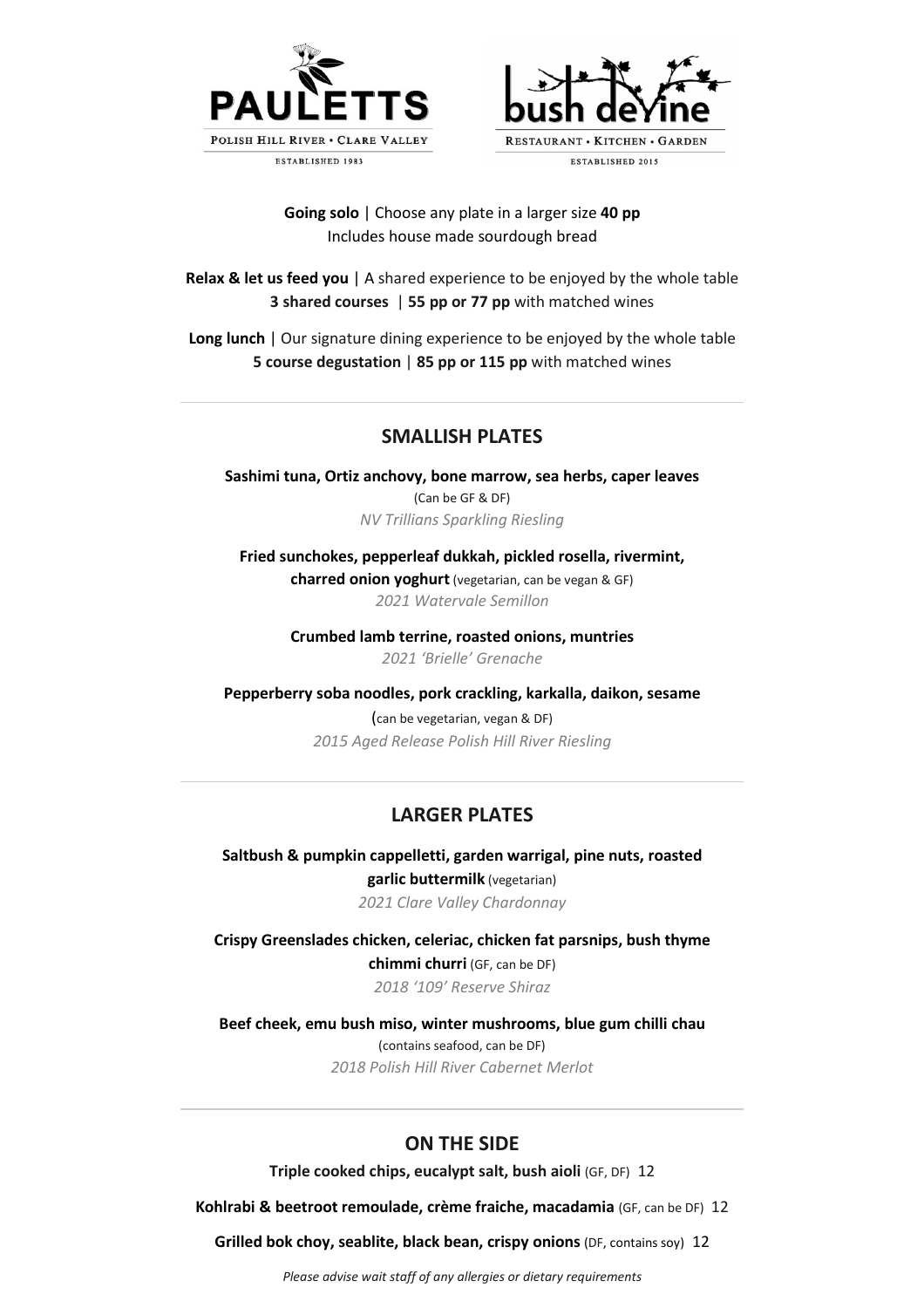**PAULETTS**
POLISH HILL RIVER • CLARE VALLEY
ESTABLISHED 1983

**bush devine**
RESTAURANT • KITCHEN • GARDEN
ESTABLISHED 2015

**Going solo** | Choose any plate in a larger size **40 pp**
Includes house made sourdough bread

**Relax & let us feed you** | A shared experience to be enjoyed by the whole table
**3 shared courses** | **55 pp or 77 pp** with matched wines

**Long lunch** | Our signature dining experience to be enjoyed by the whole table
**5 course degustation** | **85 pp or 115 pp** with matched wines

---

## SMALLISH PLATES

**Sashimi tuna, Ortiz anchovy, bone marrow, sea herbs, caper leaves**
(Can be GF & DF)
*NV Trillians Sparkling Riesling*

**Fried sunchokes, pepperleaf dukkah, pickled rosella, rivermint, charred onion yoghurt** (vegetarian, can be vegan & GF)
*2021 Watervale Semillon*

**Crumbed lamb terrine, roasted onions, muntries**
*2021 'Brielle' Grenache*

**Pepperberry soba noodles, pork crackling, karkalla, daikon, sesame**
(can be vegetarian, vegan & DF)
*2015 Aged Release Polish Hill River Riesling*

---

## LARGER PLATES

**Saltbush & pumpkin cappelletti, garden warrigal, pine nuts, roasted garlic buttermilk** (vegetarian)
*2021 Clare Valley Chardonnay*

**Crispy Greenslades chicken, celeriac, chicken fat parsnips, bush thyme chimmi churri** (GF, can be DF)
*2018 '109' Reserve Shiraz*

**Beef cheek, emu bush miso, winter mushrooms, blue gum chilli chau**
(contains seafood, can be DF)
*2018 Polish Hill River Cabernet Merlot*

---

## ON THE SIDE

**Triple cooked chips, eucalypt salt, bush aioli** (GF, DF) 12

**Kohlrabi & beetroot remoulade, crème fraiche, macadamia** (GF, can be DF) 12

**Grilled bok choy, seablite, black bean, crispy onions** (DF, contains soy) 12

*Please advise wait staff of any allergies or dietary requirements*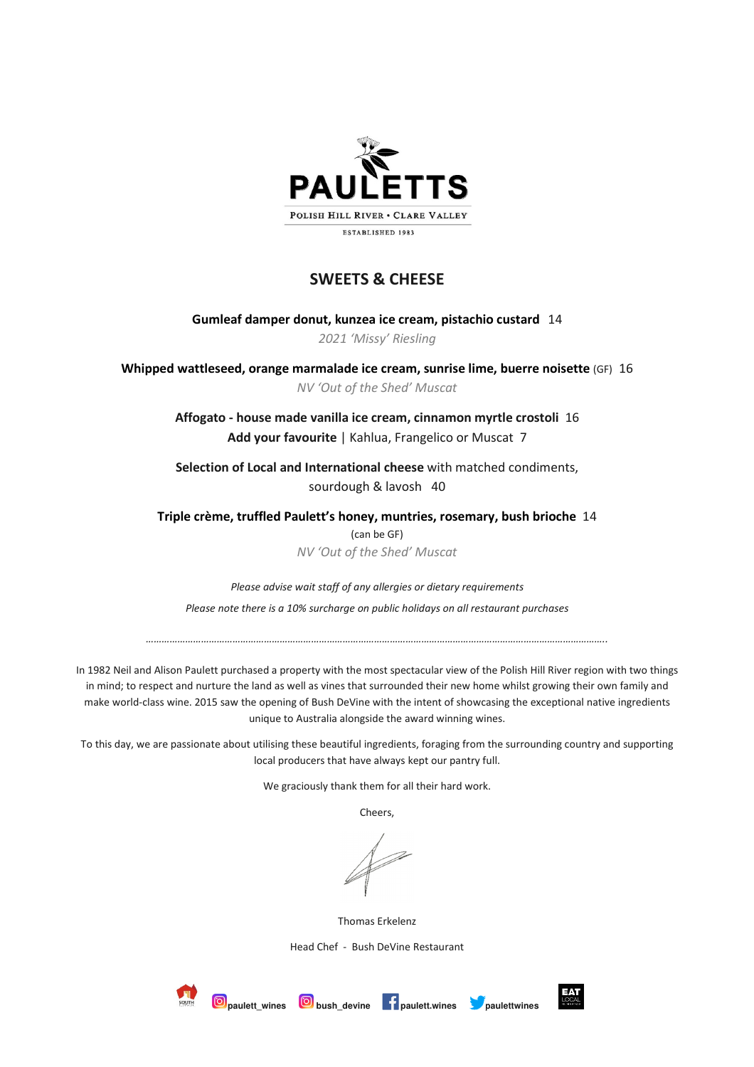PAULETTS

POLISH HILL RIVER • CLARE VALLEY

ESTABLISHED 1983

## SWEETS & CHEESE

**Gumleaf damper donut, kunzea ice cream, pistachio custard** 14
*2021 'Missy' Riesling*

**Whipped wattleseed, orange marmalade ice cream, sunrise lime, buerre noisette** (GF) 16
*NV 'Out of the Shed' Muscat*

**Affogato - house made vanilla ice cream, cinnamon myrtle crostoli** 16
**Add your favourite** | Kahlua, Frangelico or Muscat 7

**Selection of Local and International cheese** with matched condiments, sourdough & lavosh 40

**Triple crème, truffled Paulett's honey, muntries, rosemary, bush brioche** 14
(can be GF)
*NV 'Out of the Shed' Muscat*

*Please advise wait staff of any allergies or dietary requirements*

*Please note there is a 10% surcharge on public holidays on all restaurant purchases*

---

In 1982 Neil and Alison Paulett purchased a property with the most spectacular view of the Polish Hill River region with two things in mind; to respect and nurture the land as well as vines that surrounded their new home whilst growing their own family and make world-class wine. 2015 saw the opening of Bush DeVine with the intent of showcasing the exceptional native ingredients unique to Australia alongside the award winning wines.

To this day, we are passionate about utilising these beautiful ingredients, foraging from the surrounding country and supporting local producers that have always kept our pantry full.

We graciously thank them for all their hard work.

Cheers,

Thomas Erkelenz

Head Chef - Bush DeVine Restaurant

paulett_wines bush_devine paulett.wines paulettwines